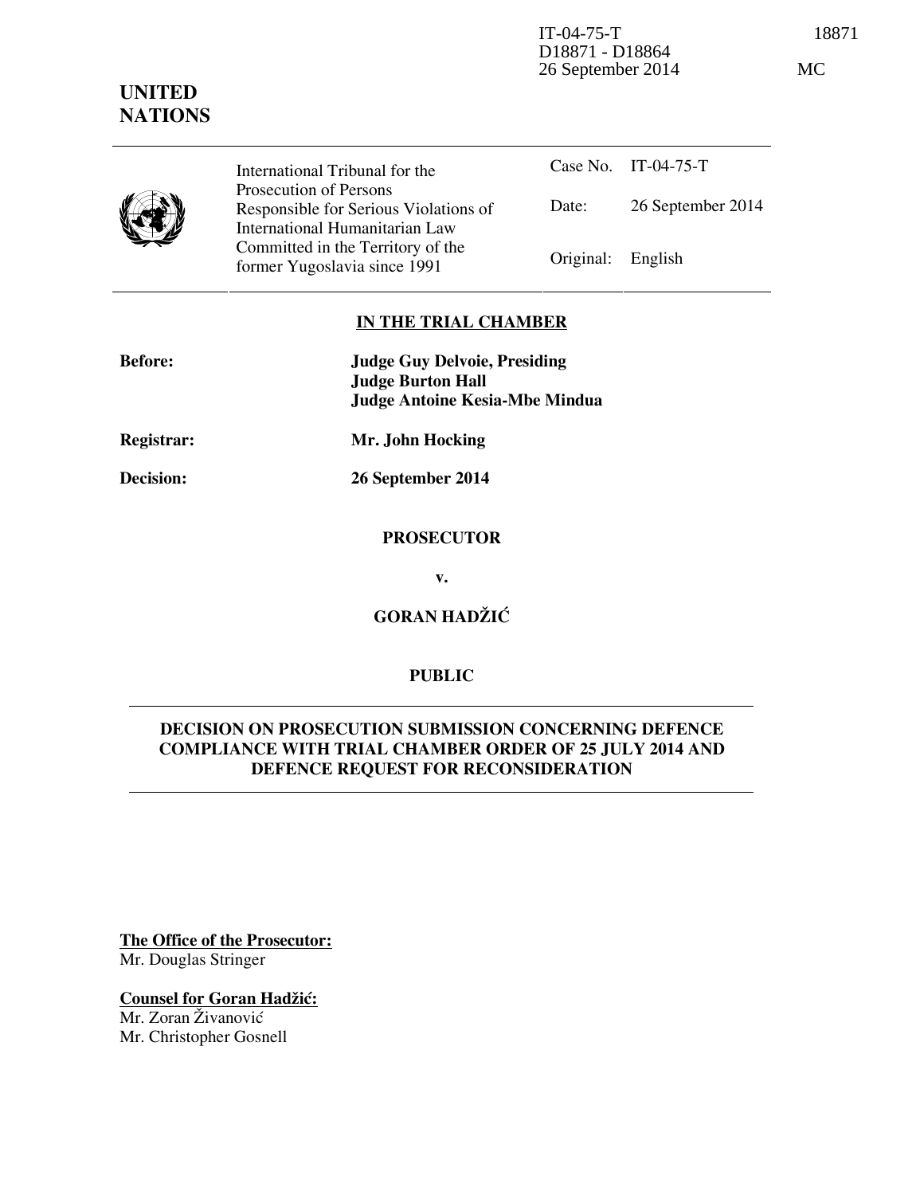IT-04-75-T 18871
D18871 - D18864
26 September 2014 MC

**UNITED NATIONS**

| International Tribunal for the Prosecution of Persons Responsible for Serious Violations of International Humanitarian Law Committed in the Territory of the former Yugoslavia since 1991 | Case No. | IT-04-75-T |
|---|---|---|
| | Date: | 26 September 2014 |
| | Original: | English |

**IN THE TRIAL CHAMBER**

**Before:** **Judge Guy Delvoie, Presiding**
**Judge Burton Hall**
**Judge Antoine Kesia-Mbe Mindua**

**Registrar:** **Mr. John Hocking**

**Decision:** **26 September 2014**

**PROSECUTOR**

**v.**

**GORAN HADŽIĆ**

**PUBLIC**

**DECISION ON PROSECUTION SUBMISSION CONCERNING DEFENCE COMPLIANCE WITH TRIAL CHAMBER ORDER OF 25 JULY 2014 AND DEFENCE REQUEST FOR RECONSIDERATION**

**The Office of the Prosecutor:**
Mr. Douglas Stringer

**Counsel for Goran Hadžić:**
Mr. Zoran Živanović
Mr. Christopher Gosnell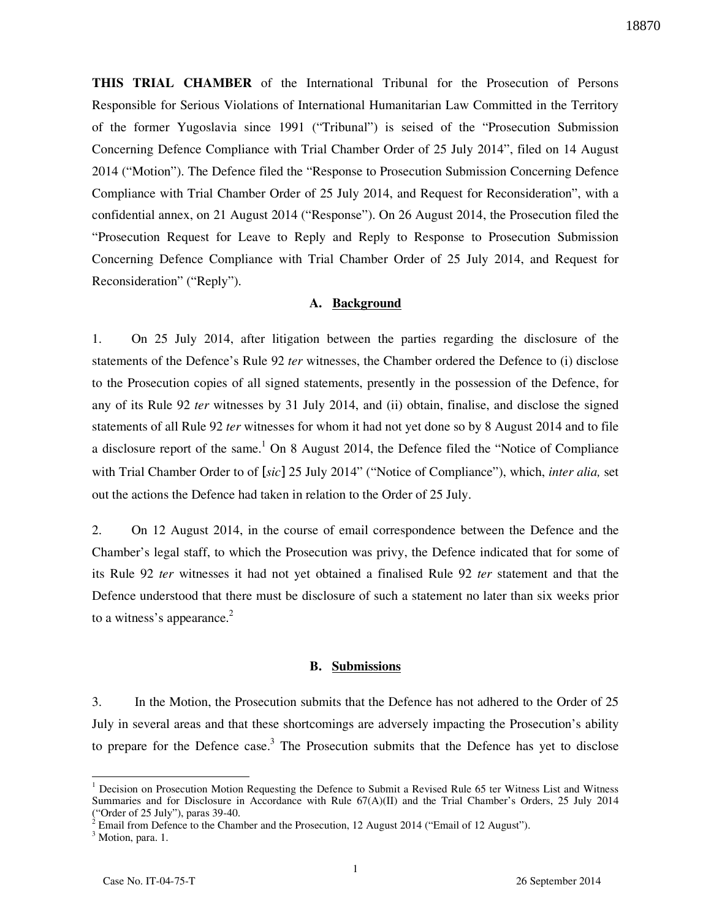**THIS TRIAL CHAMBER** of the International Tribunal for the Prosecution of Persons Responsible for Serious Violations of International Humanitarian Law Committed in the Territory of the former Yugoslavia since 1991 ("Tribunal") is seised of the "Prosecution Submission Concerning Defence Compliance with Trial Chamber Order of 25 July 2014", filed on 14 August 2014 ("Motion"). The Defence filed the "Response to Prosecution Submission Concerning Defence Compliance with Trial Chamber Order of 25 July 2014, and Request for Reconsideration", with a confidential annex, on 21 August 2014 ("Response"). On 26 August 2014, the Prosecution filed the "Prosecution Request for Leave to Reply and Reply to Response to Prosecution Submission Concerning Defence Compliance with Trial Chamber Order of 25 July 2014, and Request for Reconsideration" ("Reply").

### A. Background

1. On 25 July 2014, after litigation between the parties regarding the disclosure of the statements of the Defence's Rule 92 *ter* witnesses, the Chamber ordered the Defence to (i) disclose to the Prosecution copies of all signed statements, presently in the possession of the Defence, for any of its Rule 92 *ter* witnesses by 31 July 2014, and (ii) obtain, finalise, and disclose the signed statements of all Rule 92 *ter* witnesses for whom it had not yet done so by 8 August 2014 and to file a disclosure report of the same.[1] On 8 August 2014, the Defence filed the "Notice of Compliance with Trial Chamber Order to of [*sic*] 25 July 2014" ("Notice of Compliance"), which, *inter alia,* set out the actions the Defence had taken in relation to the Order of 25 July.

2. On 12 August 2014, in the course of email correspondence between the Defence and the Chamber's legal staff, to which the Prosecution was privy, the Defence indicated that for some of its Rule 92 *ter* witnesses it had not yet obtained a finalised Rule 92 *ter* statement and that the Defence understood that there must be disclosure of such a statement no later than six weeks prior to a witness's appearance.[2]

### B. Submissions

3. In the Motion, the Prosecution submits that the Defence has not adhered to the Order of 25 July in several areas and that these shortcomings are adversely impacting the Prosecution's ability to prepare for the Defence case.[3] The Prosecution submits that the Defence has yet to disclose

---

[1] Decision on Prosecution Motion Requesting the Defence to Submit a Revised Rule 65 ter Witness List and Witness Summaries and for Disclosure in Accordance with Rule 67(A)(II) and the Trial Chamber's Orders, 25 July 2014 ("Order of 25 July"), paras 39-40.

[2] Email from Defence to the Chamber and the Prosecution, 12 August 2014 ("Email of 12 August").

[3] Motion, para. 1.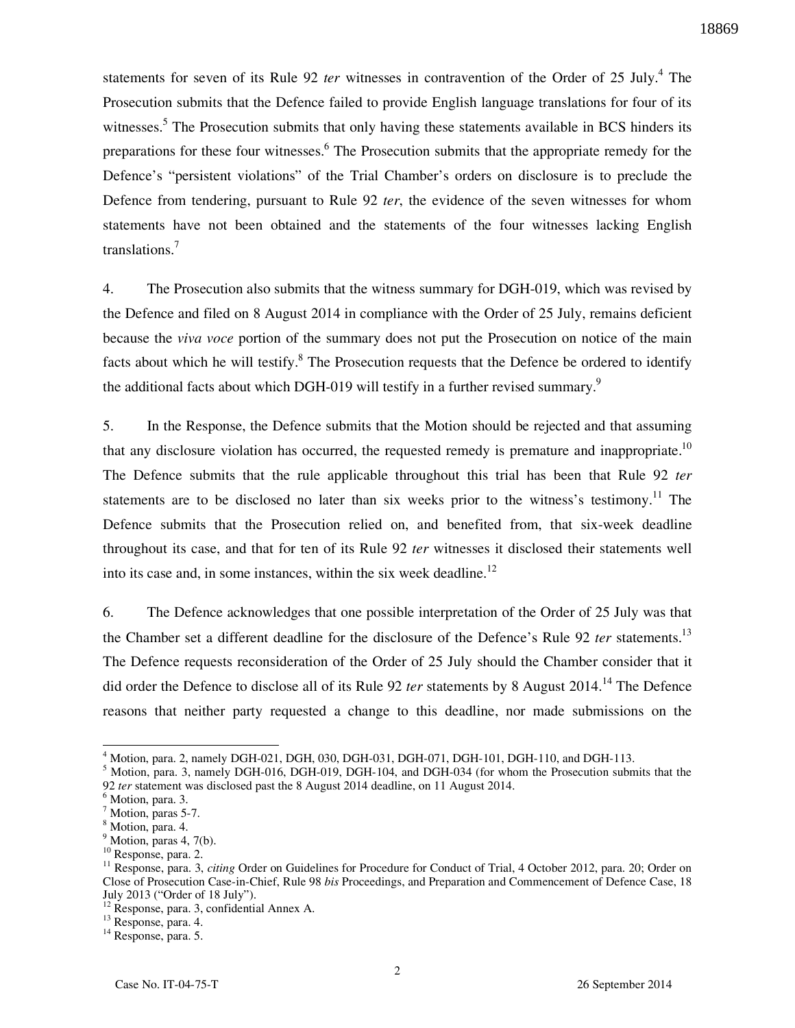statements for seven of its Rule 92 *ter* witnesses in contravention of the Order of 25 July.[4] The Prosecution submits that the Defence failed to provide English language translations for four of its witnesses.[5] The Prosecution submits that only having these statements available in BCS hinders its preparations for these four witnesses.[6] The Prosecution submits that the appropriate remedy for the Defence's "persistent violations" of the Trial Chamber's orders on disclosure is to preclude the Defence from tendering, pursuant to Rule 92 *ter*, the evidence of the seven witnesses for whom statements have not been obtained and the statements of the four witnesses lacking English translations.[7]

4. The Prosecution also submits that the witness summary for DGH-019, which was revised by the Defence and filed on 8 August 2014 in compliance with the Order of 25 July, remains deficient because the *viva voce* portion of the summary does not put the Prosecution on notice of the main facts about which he will testify.[8] The Prosecution requests that the Defence be ordered to identify the additional facts about which DGH-019 will testify in a further revised summary.[9]

5. In the Response, the Defence submits that the Motion should be rejected and that assuming that any disclosure violation has occurred, the requested remedy is premature and inappropriate.[10] The Defence submits that the rule applicable throughout this trial has been that Rule 92 *ter* statements are to be disclosed no later than six weeks prior to the witness's testimony.[11] The Defence submits that the Prosecution relied on, and benefited from, that six-week deadline throughout its case, and that for ten of its Rule 92 *ter* witnesses it disclosed their statements well into its case and, in some instances, within the six week deadline.[12]

6. The Defence acknowledges that one possible interpretation of the Order of 25 July was that the Chamber set a different deadline for the disclosure of the Defence's Rule 92 *ter* statements.[13] The Defence requests reconsideration of the Order of 25 July should the Chamber consider that it did order the Defence to disclose all of its Rule 92 *ter* statements by 8 August 2014.[14] The Defence reasons that neither party requested a change to this deadline, nor made submissions on the

---

[4] Motion, para. 2, namely DGH-021, DGH, 030, DGH-031, DGH-071, DGH-101, DGH-110, and DGH-113.

[5] Motion, para. 3, namely DGH-016, DGH-019, DGH-104, and DGH-034 (for whom the Prosecution submits that the 92 *ter* statement was disclosed past the 8 August 2014 deadline, on 11 August 2014.

[6] Motion, para. 3.

[7] Motion, paras 5-7.

[8] Motion, para. 4.

[9] Motion, paras 4, 7(b).

[10] Response, para. 2.

[11] Response, para. 3, *citing* Order on Guidelines for Procedure for Conduct of Trial, 4 October 2012, para. 20; Order on Close of Prosecution Case-in-Chief, Rule 98 *bis* Proceedings, and Preparation and Commencement of Defence Case, 18 July 2013 ("Order of 18 July").

[12] Response, para. 3, confidential Annex A.

[13] Response, para. 4.

[14] Response, para. 5.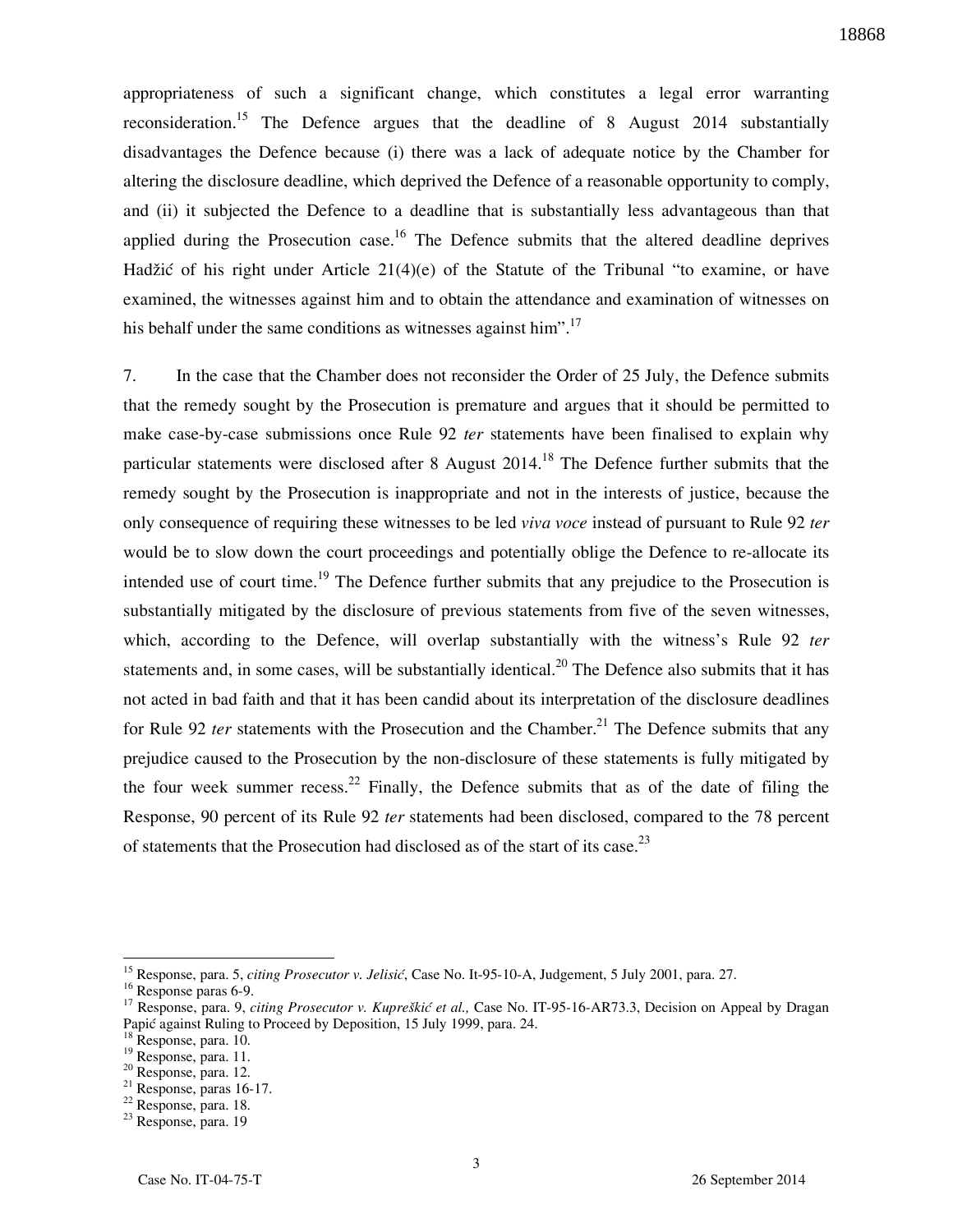appropriateness of such a significant change, which constitutes a legal error warranting reconsideration.[15] The Defence argues that the deadline of 8 August 2014 substantially disadvantages the Defence because (i) there was a lack of adequate notice by the Chamber for altering the disclosure deadline, which deprived the Defence of a reasonable opportunity to comply, and (ii) it subjected the Defence to a deadline that is substantially less advantageous than that applied during the Prosecution case.[16] The Defence submits that the altered deadline deprives Hadžić of his right under Article 21(4)(e) of the Statute of the Tribunal "to examine, or have examined, the witnesses against him and to obtain the attendance and examination of witnesses on his behalf under the same conditions as witnesses against him".[17]

7. In the case that the Chamber does not reconsider the Order of 25 July, the Defence submits that the remedy sought by the Prosecution is premature and argues that it should be permitted to make case-by-case submissions once Rule 92 *ter* statements have been finalised to explain why particular statements were disclosed after 8 August 2014.[18] The Defence further submits that the remedy sought by the Prosecution is inappropriate and not in the interests of justice, because the only consequence of requiring these witnesses to be led *viva voce* instead of pursuant to Rule 92 *ter* would be to slow down the court proceedings and potentially oblige the Defence to re-allocate its intended use of court time.[19] The Defence further submits that any prejudice to the Prosecution is substantially mitigated by the disclosure of previous statements from five of the seven witnesses, which, according to the Defence, will overlap substantially with the witness's Rule 92 *ter* statements and, in some cases, will be substantially identical.[20] The Defence also submits that it has not acted in bad faith and that it has been candid about its interpretation of the disclosure deadlines for Rule 92 *ter* statements with the Prosecution and the Chamber.[21] The Defence submits that any prejudice caused to the Prosecution by the non-disclosure of these statements is fully mitigated by the four week summer recess.[22] Finally, the Defence submits that as of the date of filing the Response, 90 percent of its Rule 92 *ter* statements had been disclosed, compared to the 78 percent of statements that the Prosecution had disclosed as of the start of its case.[23]

---

[15] Response, para. 5, *citing Prosecutor v. Jelisić*, Case No. It-95-10-A, Judgement, 5 July 2001, para. 27.

[16] Response paras 6-9.

[17] Response, para. 9, *citing Prosecutor v. Kupreškić et al.,* Case No. IT-95-16-AR73.3, Decision on Appeal by Dragan Papić against Ruling to Proceed by Deposition, 15 July 1999, para. 24.

[18] Response, para. 10.

[19] Response, para. 11.

[20] Response, para. 12.

[21] Response, paras 16-17.

[22] Response, para. 18.

[23] Response, para. 19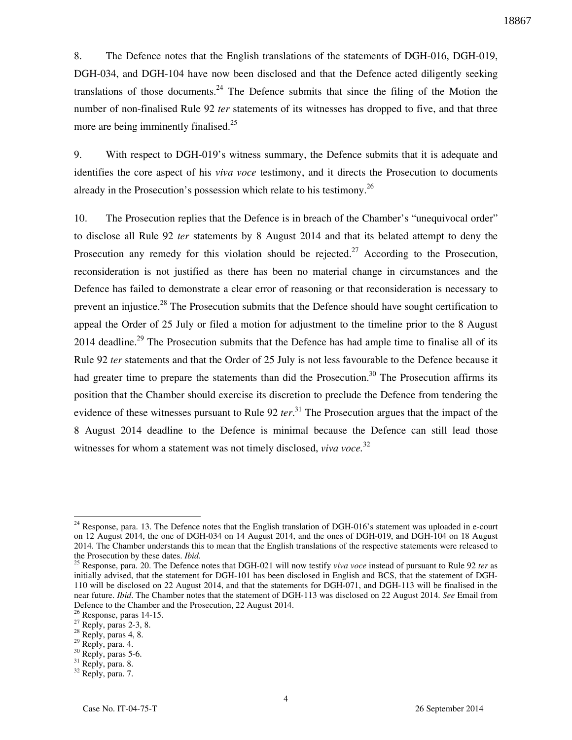8. The Defence notes that the English translations of the statements of DGH-016, DGH-019, DGH-034, and DGH-104 have now been disclosed and that the Defence acted diligently seeking translations of those documents.[24] The Defence submits that since the filing of the Motion the number of non-finalised Rule 92 *ter* statements of its witnesses has dropped to five, and that three more are being imminently finalised.[25]

9. With respect to DGH-019's witness summary, the Defence submits that it is adequate and identifies the core aspect of his *viva voce* testimony, and it directs the Prosecution to documents already in the Prosecution's possession which relate to his testimony.[26]

10. The Prosecution replies that the Defence is in breach of the Chamber's "unequivocal order" to disclose all Rule 92 *ter* statements by 8 August 2014 and that its belated attempt to deny the Prosecution any remedy for this violation should be rejected.[27] According to the Prosecution, reconsideration is not justified as there has been no material change in circumstances and the Defence has failed to demonstrate a clear error of reasoning or that reconsideration is necessary to prevent an injustice.[28] The Prosecution submits that the Defence should have sought certification to appeal the Order of 25 July or filed a motion for adjustment to the timeline prior to the 8 August 2014 deadline.[29] The Prosecution submits that the Defence has had ample time to finalise all of its Rule 92 *ter* statements and that the Order of 25 July is not less favourable to the Defence because it had greater time to prepare the statements than did the Prosecution.[30] The Prosecution affirms its position that the Chamber should exercise its discretion to preclude the Defence from tendering the evidence of these witnesses pursuant to Rule 92 *ter*.[31] The Prosecution argues that the impact of the 8 August 2014 deadline to the Defence is minimal because the Defence can still lead those witnesses for whom a statement was not timely disclosed, *viva voce*.[32]

---

[24] Response, para. 13. The Defence notes that the English translation of DGH-016's statement was uploaded in e-court on 12 August 2014, the one of DGH-034 on 14 August 2014, and the ones of DGH-019, and DGH-104 on 18 August 2014. The Chamber understands this to mean that the English translations of the respective statements were released to the Prosecution by these dates. *Ibid*.

[25] Response, para. 20. The Defence notes that DGH-021 will now testify *viva voce* instead of pursuant to Rule 92 *ter* as initially advised, that the statement for DGH-101 has been disclosed in English and BCS, that the statement of DGH-110 will be disclosed on 22 August 2014, and that the statements for DGH-071, and DGH-113 will be finalised in the near future. *Ibid*. The Chamber notes that the statement of DGH-113 was disclosed on 22 August 2014. *See* Email from Defence to the Chamber and the Prosecution, 22 August 2014.

[26] Response, paras 14-15.

[27] Reply, paras 2-3, 8.

[28] Reply, paras 4, 8.

[29] Reply, para. 4.

[30] Reply, paras 5-6.

[31] Reply, para. 8.

[32] Reply, para. 7.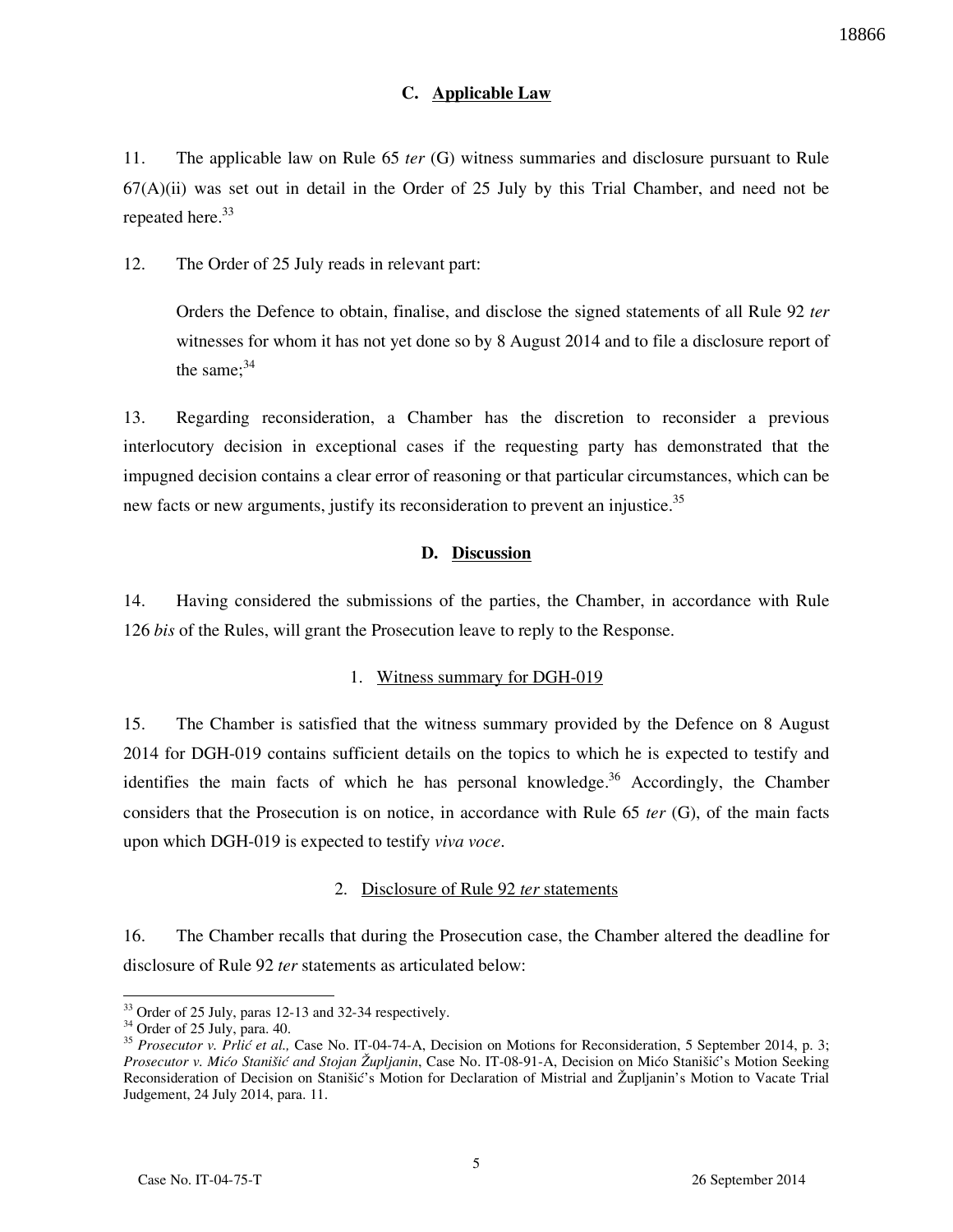### C. Applicable Law

11. The applicable law on Rule 65 *ter* (G) witness summaries and disclosure pursuant to Rule 67(A)(ii) was set out in detail in the Order of 25 July by this Trial Chamber, and need not be repeated here.[33]

12. The Order of 25 July reads in relevant part:

> Orders the Defence to obtain, finalise, and disclose the signed statements of all Rule 92 *ter* witnesses for whom it has not yet done so by 8 August 2014 and to file a disclosure report of the same;[34]

13. Regarding reconsideration, a Chamber has the discretion to reconsider a previous interlocutory decision in exceptional cases if the requesting party has demonstrated that the impugned decision contains a clear error of reasoning or that particular circumstances, which can be new facts or new arguments, justify its reconsideration to prevent an injustice.[35]

### D. Discussion

14. Having considered the submissions of the parties, the Chamber, in accordance with Rule 126 *bis* of the Rules, will grant the Prosecution leave to reply to the Response.

#### 1. Witness summary for DGH-019

15. The Chamber is satisfied that the witness summary provided by the Defence on 8 August 2014 for DGH-019 contains sufficient details on the topics to which he is expected to testify and identifies the main facts of which he has personal knowledge.[36] Accordingly, the Chamber considers that the Prosecution is on notice, in accordance with Rule 65 *ter* (G), of the main facts upon which DGH-019 is expected to testify *viva voce*.

#### 2. Disclosure of Rule 92 *ter* statements

16. The Chamber recalls that during the Prosecution case, the Chamber altered the deadline for disclosure of Rule 92 *ter* statements as articulated below:

---

[33] Order of 25 July, paras 12-13 and 32-34 respectively.

[34] Order of 25 July, para. 40.

[35] *Prosecutor v. Prlić et al.,* Case No. IT-04-74-A, Decision on Motions for Reconsideration, 5 September 2014, p. 3; *Prosecutor v. Mićo Stanišić and Stojan Župljanin*, Case No. IT-08-91-A, Decision on Mićo Stanišić's Motion Seeking Reconsideration of Decision on Stanišić's Motion for Declaration of Mistrial and Župljanin's Motion to Vacate Trial Judgement, 24 July 2014, para. 11.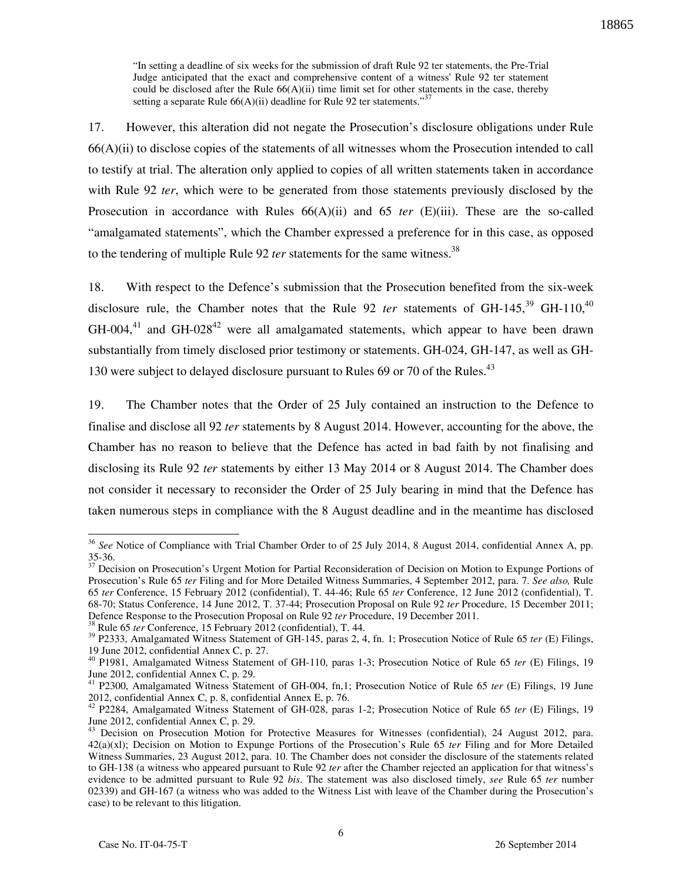> "In setting a deadline of six weeks for the submission of draft Rule 92 ter statements, the Pre-Trial Judge anticipated that the exact and comprehensive content of a witness' Rule 92 ter statement could be disclosed after the Rule 66(A)(ii) time limit set for other statements in the case, thereby setting a separate Rule 66(A)(ii) deadline for Rule 92 ter statements."[37]

17. However, this alteration did not negate the Prosecution's disclosure obligations under Rule 66(A)(ii) to disclose copies of the statements of all witnesses whom the Prosecution intended to call to testify at trial. The alteration only applied to copies of all written statements taken in accordance with Rule 92 *ter*, which were to be generated from those statements previously disclosed by the Prosecution in accordance with Rules 66(A)(ii) and 65 *ter* (E)(iii). These are the so-called "amalgamated statements", which the Chamber expressed a preference for in this case, as opposed to the tendering of multiple Rule 92 *ter* statements for the same witness.[38]

18. With respect to the Defence's submission that the Prosecution benefited from the six-week disclosure rule, the Chamber notes that the Rule 92 *ter* statements of GH-145,[39] GH-110,[40] GH-004,[41] and GH-028[42] were all amalgamated statements, which appear to have been drawn substantially from timely disclosed prior testimony or statements. GH-024, GH-147, as well as GH-130 were subject to delayed disclosure pursuant to Rules 69 or 70 of the Rules.[43]

19. The Chamber notes that the Order of 25 July contained an instruction to the Defence to finalise and disclose all 92 *ter* statements by 8 August 2014. However, accounting for the above, the Chamber has no reason to believe that the Defence has acted in bad faith by not finalising and disclosing its Rule 92 *ter* statements by either 13 May 2014 or 8 August 2014. The Chamber does not consider it necessary to reconsider the Order of 25 July bearing in mind that the Defence has taken numerous steps in compliance with the 8 August deadline and in the meantime has disclosed

---

[36] *See* Notice of Compliance with Trial Chamber Order to of 25 July 2014, 8 August 2014, confidential Annex A, pp. 35-36.

[37] Decision on Prosecution's Urgent Motion for Partial Reconsideration of Decision on Motion to Expunge Portions of Prosecution's Rule 65 *ter* Filing and for More Detailed Witness Summaries, 4 September 2012, para. 7. *See also,* Rule 65 *ter* Conference, 15 February 2012 (confidential), T. 44-46; Rule 65 *ter* Conference, 12 June 2012 (confidential), T. 68-70; Status Conference, 14 June 2012, T. 37-44; Prosecution Proposal on Rule 92 *ter* Procedure, 15 December 2011; Defence Response to the Prosecution Proposal on Rule 92 *ter* Procedure, 19 December 2011.

[38] Rule 65 *ter* Conference, 15 February 2012 (confidential), T. 44.

[39] P2333, Amalgamated Witness Statement of GH-145, paras 2, 4, fn. 1; Prosecution Notice of Rule 65 *ter* (E) Filings, 19 June 2012, confidential Annex C, p. 27.

[40] P1981, Amalgamated Witness Statement of GH-110, paras 1-3; Prosecution Notice of Rule 65 *ter* (E) Filings, 19 June 2012, confidential Annex C, p. 29.

[41] P2300, Amalgamated Witness Statement of GH-004, fn,1; Prosecution Notice of Rule 65 *ter* (E) Filings, 19 June 2012, confidential Annex C, p. 8, confidential Annex E, p. 76.

[42] P2284, Amalgamated Witness Statement of GH-028, paras 1-2; Prosecution Notice of Rule 65 *ter* (E) Filings, 19 June 2012, confidential Annex C, p. 29.

[43] Decision on Prosecution Motion for Protective Measures for Witnesses (confidential), 24 August 2012, para. 42(a)(xl); Decision on Motion to Expunge Portions of the Prosecution's Rule 65 *ter* Filing and for More Detailed Witness Summaries, 23 August 2012, para. 10. The Chamber does not consider the disclosure of the statements related to GH-138 (a witness who appeared pursuant to Rule 92 *ter* after the Chamber rejected an application for that witness's evidence to be admitted pursuant to Rule 92 *bis*. The statement was also disclosed timely, *see* Rule 65 *ter* number 02339) and GH-167 (a witness who was added to the Witness List with leave of the Chamber during the Prosecution's case) to be relevant to this litigation.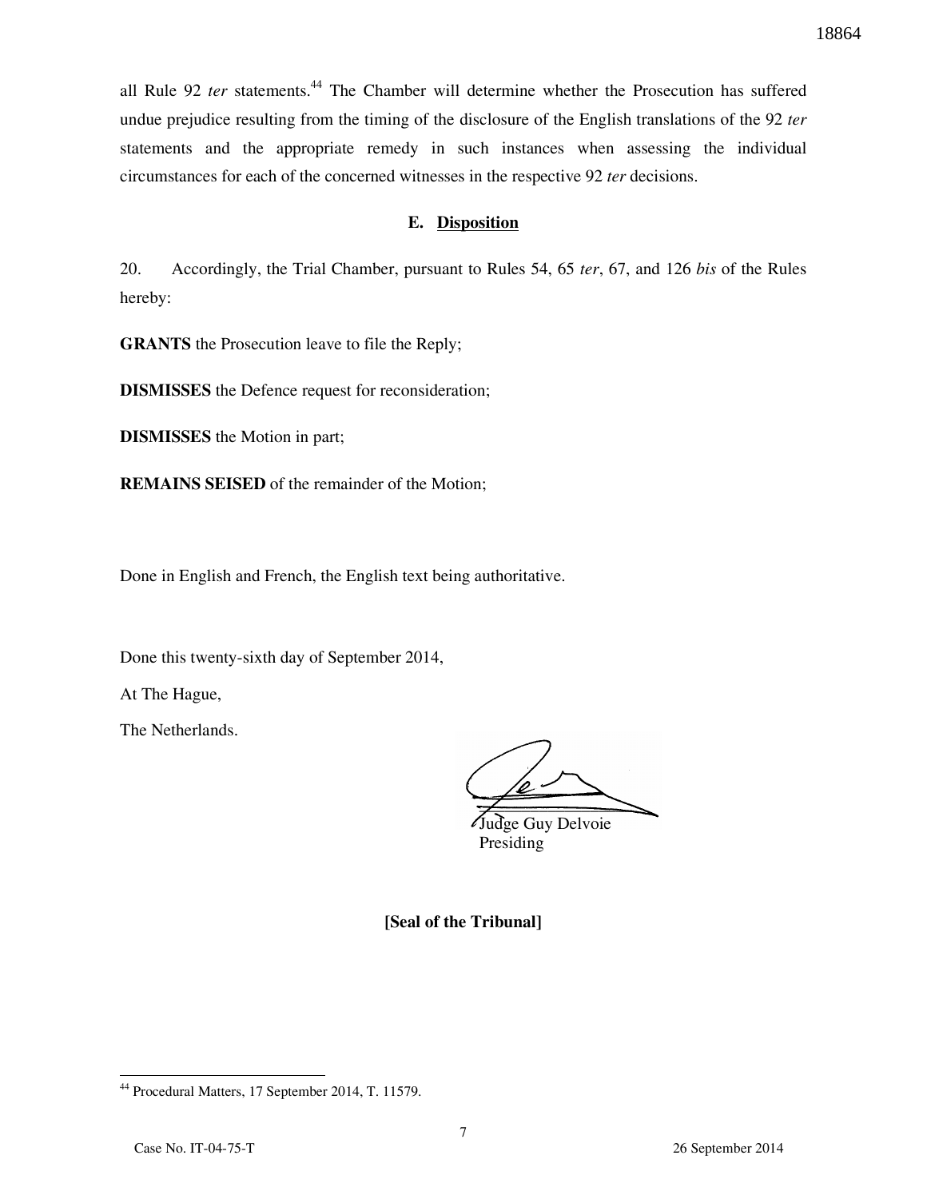all Rule 92 *ter* statements.[44] The Chamber will determine whether the Prosecution has suffered undue prejudice resulting from the timing of the disclosure of the English translations of the 92 *ter* statements and the appropriate remedy in such instances when assessing the individual circumstances for each of the concerned witnesses in the respective 92 *ter* decisions.

### E. Disposition

20. Accordingly, the Trial Chamber, pursuant to Rules 54, 65 *ter*, 67, and 126 *bis* of the Rules hereby:

**GRANTS** the Prosecution leave to file the Reply;

**DISMISSES** the Defence request for reconsideration;

**DISMISSES** the Motion in part;

**REMAINS SEISED** of the remainder of the Motion;

Done in English and French, the English text being authoritative.

Done this twenty-sixth day of September 2014,

At The Hague,

The Netherlands.

Judge Guy Delvoie
Presiding

**[Seal of the Tribunal]**

[44] Procedural Matters, 17 September 2014, T. 11579.